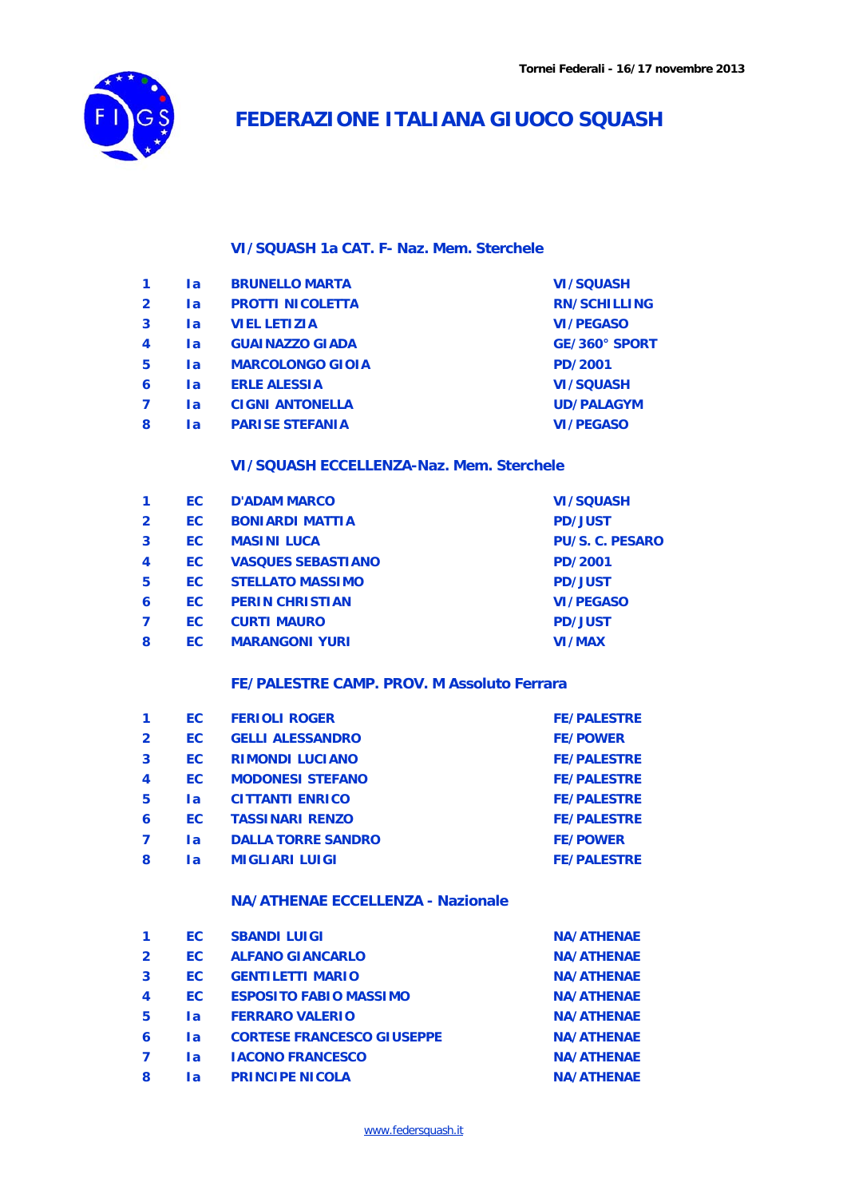Tornei Federali - 16/17 novembre 2013

# FEDERAZIONE ITALIANA GIUOCO SQUASH

## VI/SQUASH 1a CAT. F- Naz. Mem. Sterchele

| | | | |
|---|---|---|---|
| 1 | Ia | BRUNELLO MARTA | VI/SQUASH |
| 2 | Ia | PROTTI NICOLETTA | RN/SCHILLING |
| 3 | Ia | VIEL LETIZIA | VI/PEGASO |
| 4 | Ia | GUAINAZZO GIADA | GE/360° SPORT |
| 5 | Ia | MARCOLONGO GIOIA | PD/2001 |
| 6 | Ia | ERLE ALESSIA | VI/SQUASH |
| 7 | Ia | CIGNI ANTONELLA | UD/PALAGYM |
| 8 | Ia | PARISE STEFANIA | VI/PEGASO |

## VI/SQUASH ECCELLENZA-Naz. Mem. Sterchele

| | | | |
|---|---|---|---|
| 1 | EC | D'ADAM MARCO | VI/SQUASH |
| 2 | EC | BONIARDI MATTIA | PD/JUST |
| 3 | EC | MASINI LUCA | PU/S. C. PESARO |
| 4 | EC | VASQUES SEBASTIANO | PD/2001 |
| 5 | EC | STELLATO MASSIMO | PD/JUST |
| 6 | EC | PERIN CHRISTIAN | VI/PEGASO |
| 7 | EC | CURTI MAURO | PD/JUST |
| 8 | EC | MARANGONI YURI | VI/MAX |

## FE/PALESTRE CAMP. PROV. M Assoluto Ferrara

| | | | |
|---|---|---|---|
| 1 | EC | FERIOLI ROGER | FE/PALESTRE |
| 2 | EC | GELLI ALESSANDRO | FE/POWER |
| 3 | EC | RIMONDI LUCIANO | FE/PALESTRE |
| 4 | EC | MODONESI STEFANO | FE/PALESTRE |
| 5 | Ia | CITTANTI ENRICO | FE/PALESTRE |
| 6 | EC | TASSINARI RENZO | FE/PALESTRE |
| 7 | Ia | DALLA TORRE SANDRO | FE/POWER |
| 8 | Ia | MIGLIARI LUIGI | FE/PALESTRE |

## NA/ATHENAE ECCELLENZA - Nazionale

| | | | |
|---|---|---|---|
| 1 | EC | SBANDI LUIGI | NA/ATHENAE |
| 2 | EC | ALFANO GIANCARLO | NA/ATHENAE |
| 3 | EC | GENTILETTI MARIO | NA/ATHENAE |
| 4 | EC | ESPOSITO FABIO MASSIMO | NA/ATHENAE |
| 5 | Ia | FERRARO VALERIO | NA/ATHENAE |
| 6 | Ia | CORTESE FRANCESCO GIUSEPPE | NA/ATHENAE |
| 7 | Ia | IACONO FRANCESCO | NA/ATHENAE |
| 8 | Ia | PRINCIPE NICOLA | NA/ATHENAE |

www.federsquash.it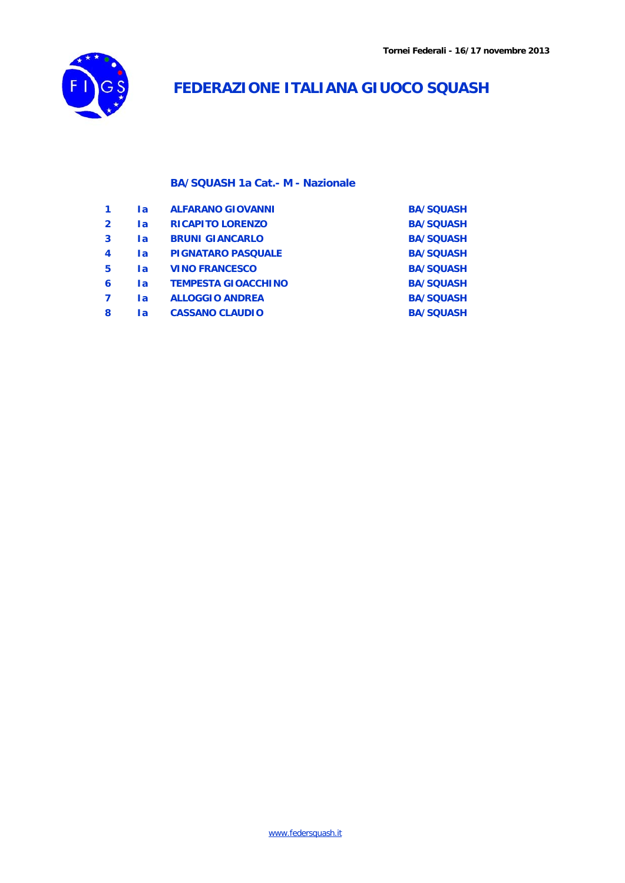# FEDERAZIONE ITALIANA GIUOCO SQUASH

## BA/SQUASH 1a Cat.- M - Nazionale

| | | | |
|---|---|---|---|
| 1 | Ia | ALFARANO GIOVANNI | BA/SQUASH |
| 2 | Ia | RICAPITO LORENZO | BA/SQUASH |
| 3 | Ia | BRUNI GIANCARLO | BA/SQUASH |
| 4 | Ia | PIGNATARO PASQUALE | BA/SQUASH |
| 5 | Ia | VINO FRANCESCO | BA/SQUASH |
| 6 | Ia | TEMPESTA GIOACCHINO | BA/SQUASH |
| 7 | Ia | ALLOGGIO ANDREA | BA/SQUASH |
| 8 | Ia | CASSANO CLAUDIO | BA/SQUASH |